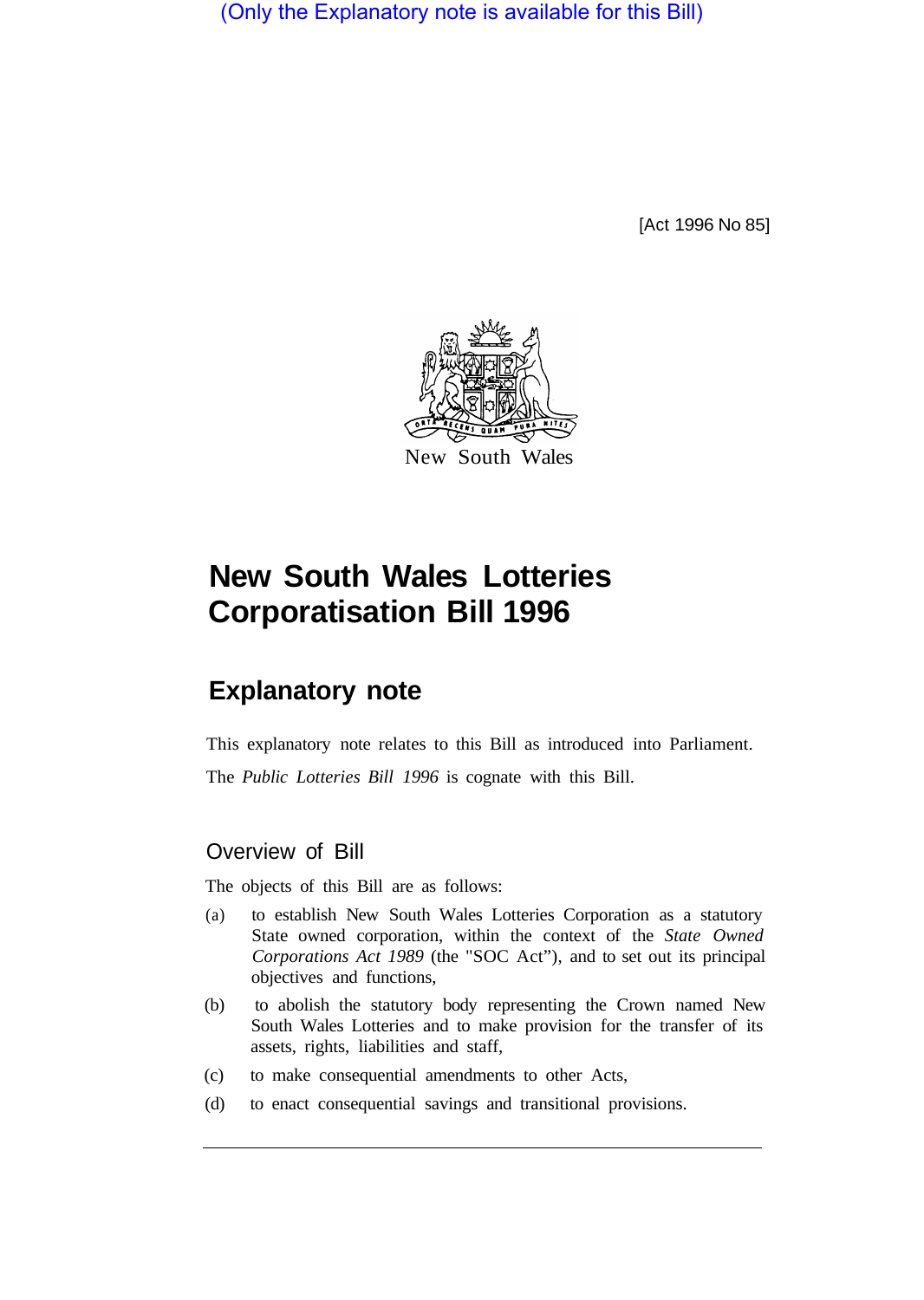(Only the Explanatory note is available for this Bill)

[Act 1996 No 85]

New South Wales

# New South Wales Lotteries Corporatisation Bill 1996

## Explanatory note

This explanatory note relates to this Bill as introduced into Parliament.

The *Public Lotteries Bill 1996* is cognate with this Bill.

### Overview of Bill

The objects of this Bill are as follows:

(a) to establish New South Wales Lotteries Corporation as a statutory State owned corporation, within the context of the *State Owned Corporations Act 1989* (the "SOC Act"), and to set out its principal objectives and functions,

(b) to abolish the statutory body representing the Crown named New South Wales Lotteries and to make provision for the transfer of its assets, rights, liabilities and staff,

(c) to make consequential amendments to other Acts,

(d) to enact consequential savings and transitional provisions.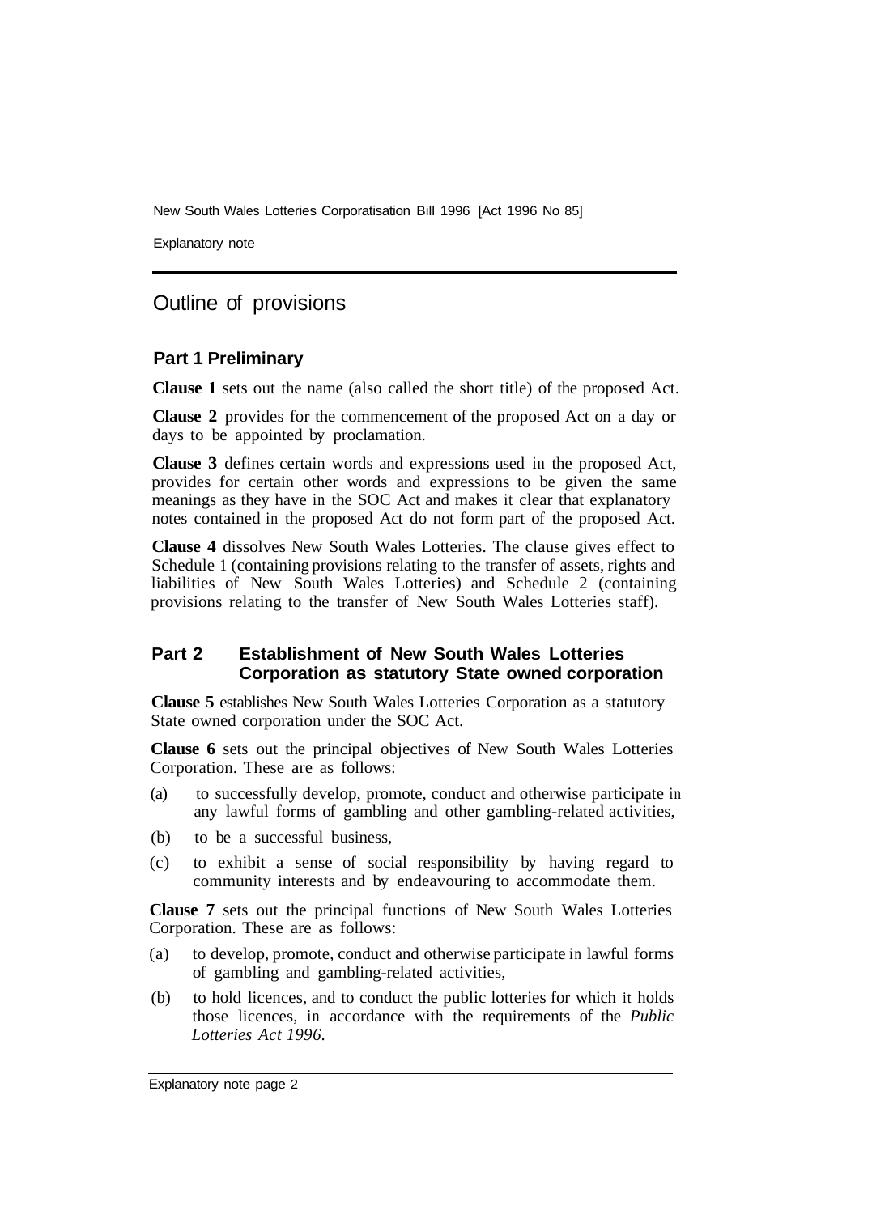## Outline of provisions

### Part 1 Preliminary

**Clause 1** sets out the name (also called the short title) of the proposed Act.

**Clause 2** provides for the commencement of the proposed Act on a day or days to be appointed by proclamation.

**Clause 3** defines certain words and expressions used in the proposed Act, provides for certain other words and expressions to be given the same meanings as they have in the SOC Act and makes it clear that explanatory notes contained in the proposed Act do not form part of the proposed Act.

**Clause 4** dissolves New South Wales Lotteries. The clause gives effect to Schedule 1 (containing provisions relating to the transfer of assets, rights and liabilities of New South Wales Lotteries) and Schedule 2 (containing provisions relating to the transfer of New South Wales Lotteries staff).

### Part 2 Establishment of New South Wales Lotteries Corporation as statutory State owned corporation

**Clause 5** establishes New South Wales Lotteries Corporation as a statutory State owned corporation under the SOC Act.

**Clause 6** sets out the principal objectives of New South Wales Lotteries Corporation. These are as follows:

(a) to successfully develop, promote, conduct and otherwise participate in any lawful forms of gambling and other gambling-related activities,

(b) to be a successful business,

(c) to exhibit a sense of social responsibility by having regard to community interests and by endeavouring to accommodate them.

**Clause 7** sets out the principal functions of New South Wales Lotteries Corporation. These are as follows:

(a) to develop, promote, conduct and otherwise participate in lawful forms of gambling and gambling-related activities,

(b) to hold licences, and to conduct the public lotteries for which it holds those licences, in accordance with the requirements of the *Public Lotteries Act 1996*.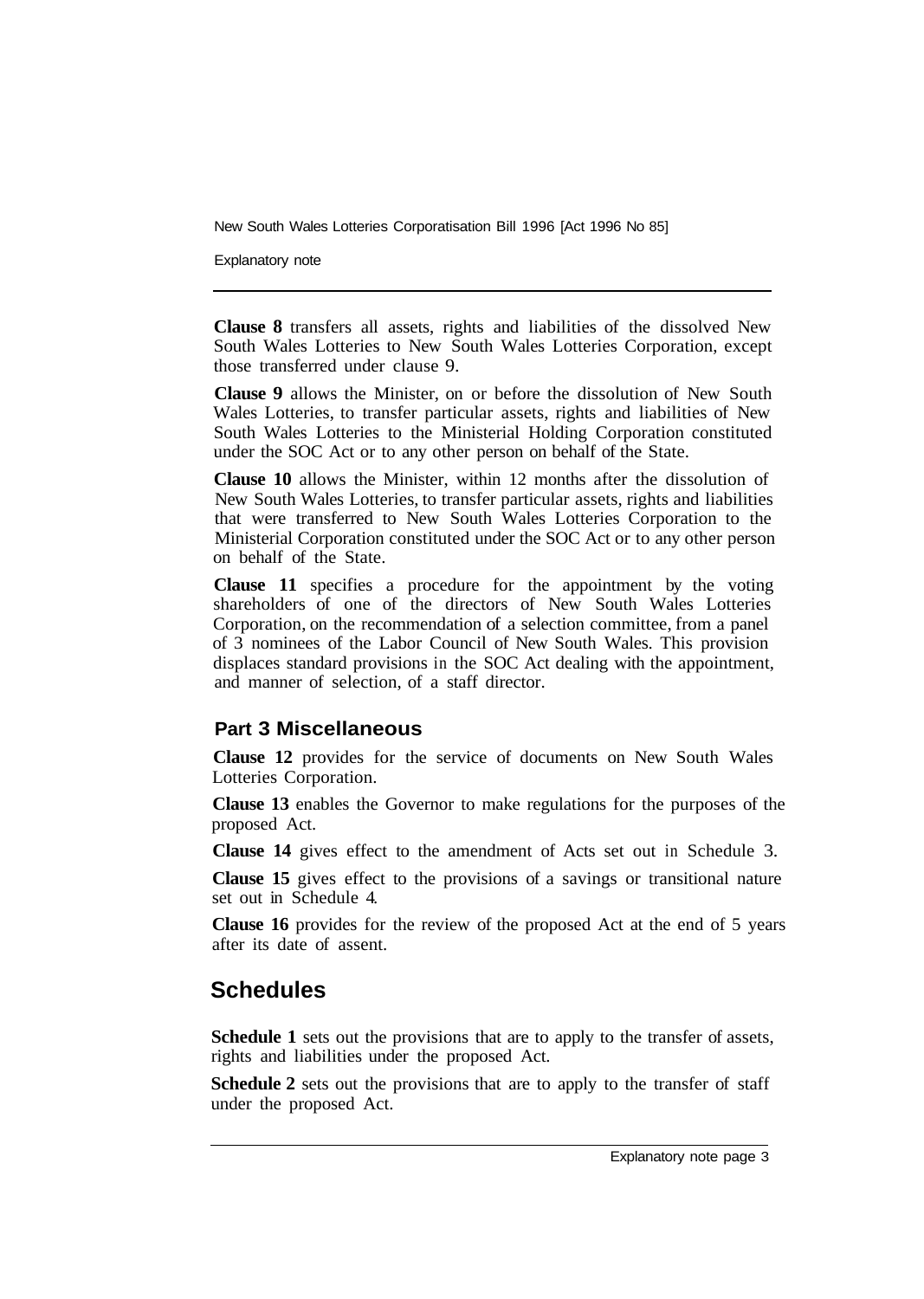**Clause 8** transfers all assets, rights and liabilities of the dissolved New South Wales Lotteries to New South Wales Lotteries Corporation, except those transferred under clause 9.

**Clause 9** allows the Minister, on or before the dissolution of New South Wales Lotteries, to transfer particular assets, rights and liabilities of New South Wales Lotteries to the Ministerial Holding Corporation constituted under the SOC Act or to any other person on behalf of the State.

**Clause 10** allows the Minister, within 12 months after the dissolution of New South Wales Lotteries, to transfer particular assets, rights and liabilities that were transferred to New South Wales Lotteries Corporation to the Ministerial Corporation constituted under the SOC Act or to any other person on behalf of the State.

**Clause 11** specifies a procedure for the appointment by the voting shareholders of one of the directors of New South Wales Lotteries Corporation, on the recommendation of a selection committee, from a panel of 3 nominees of the Labor Council of New South Wales. This provision displaces standard provisions in the SOC Act dealing with the appointment, and manner of selection, of a staff director.

### Part 3 Miscellaneous

**Clause 12** provides for the service of documents on New South Wales Lotteries Corporation.

**Clause 13** enables the Governor to make regulations for the purposes of the proposed Act.

**Clause 14** gives effect to the amendment of Acts set out in Schedule 3.

**Clause 15** gives effect to the provisions of a savings or transitional nature set out in Schedule 4.

**Clause 16** provides for the review of the proposed Act at the end of 5 years after its date of assent.

## Schedules

**Schedule 1** sets out the provisions that are to apply to the transfer of assets, rights and liabilities under the proposed Act.

**Schedule 2** sets out the provisions that are to apply to the transfer of staff under the proposed Act.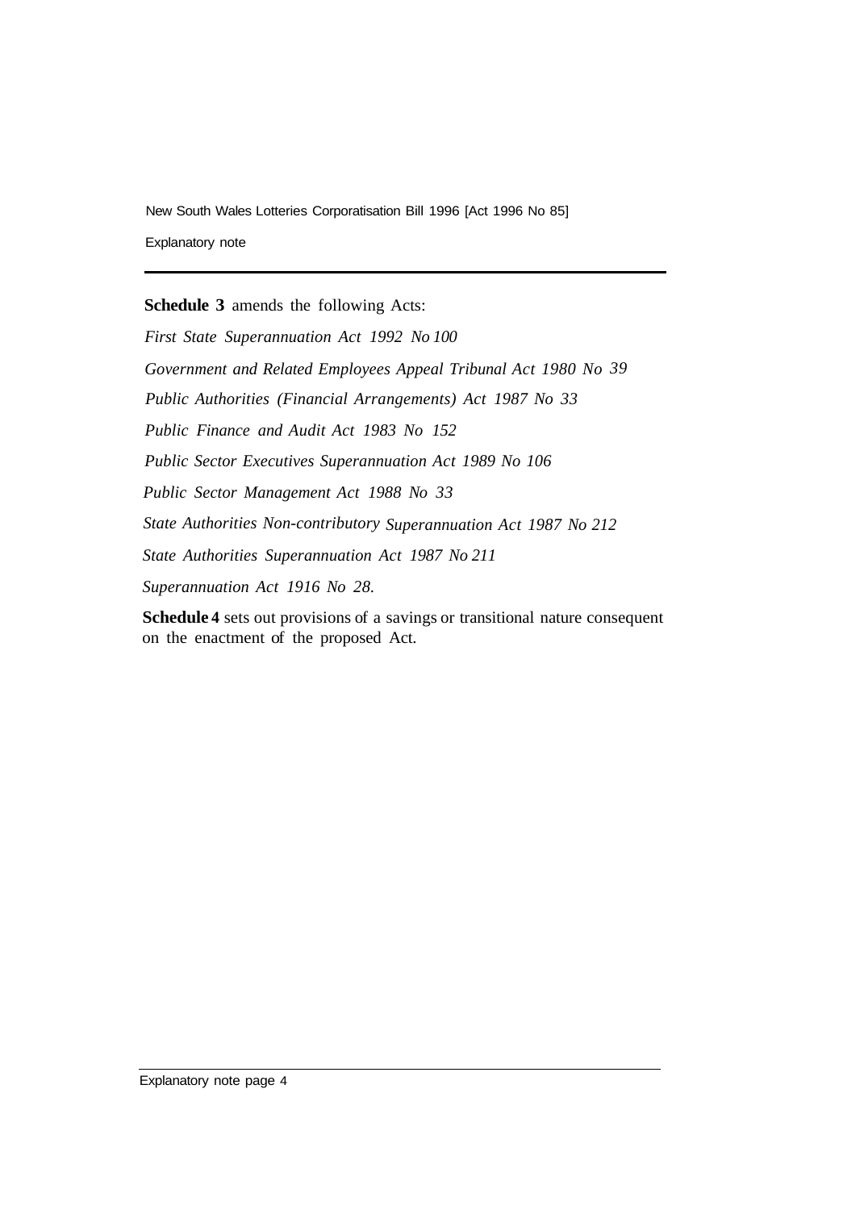**Schedule 3** amends the following Acts:

*First State Superannuation Act 1992 No 100*

*Government and Related Employees Appeal Tribunal Act 1980 No 39*

*Public Authorities (Financial Arrangements) Act 1987 No 33*

*Public Finance and Audit Act 1983 No 152*

*Public Sector Executives Superannuation Act 1989 No 106*

*Public Sector Management Act 1988 No 33*

*State Authorities Non-contributory Superannuation Act 1987 No 212*

*State Authorities Superannuation Act 1987 No 211*

*Superannuation Act 1916 No 28.*

**Schedule 4** sets out provisions of a savings or transitional nature consequent on the enactment of the proposed Act.